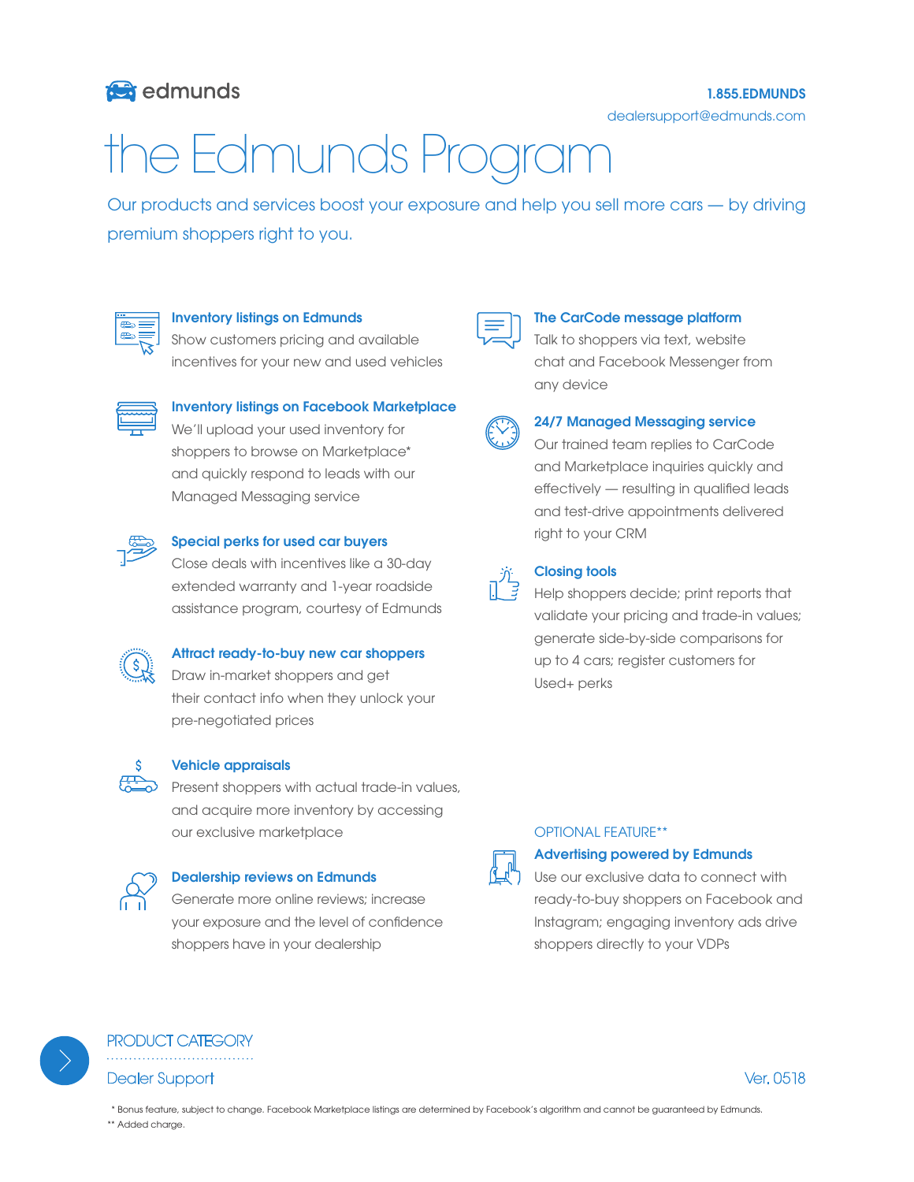edmunds

1.855.EDMUNDS
dealersupport@edmunds.com

# the Edmunds Program

Our products and services boost your exposure and help you sell more cars — by driving premium shoppers right to you.

### Inventory listings on Edmunds

Show customers pricing and available incentives for your new and used vehicles

### Inventory listings on Facebook Marketplace

We'll upload your used inventory for shoppers to browse on Marketplace* and quickly respond to leads with our Managed Messaging service

### Special perks for used car buyers

Close deals with incentives like a 30-day extended warranty and 1-year roadside assistance program, courtesy of Edmunds

### Attract ready-to-buy new car shoppers

Draw in-market shoppers and get their contact info when they unlock your pre-negotiated prices

### Vehicle appraisals

Present shoppers with actual trade-in values, and acquire more inventory by accessing our exclusive marketplace

### Dealership reviews on Edmunds

Generate more online reviews; increase your exposure and the level of confidence shoppers have in your dealership

### The CarCode message platform

Talk to shoppers via text, website chat and Facebook Messenger from any device

### 24/7 Managed Messaging service

Our trained team replies to CarCode and Marketplace inquiries quickly and effectively — resulting in qualified leads and test-drive appointments delivered right to your CRM

### Closing tools

Help shoppers decide; print reports that validate your pricing and trade-in values; generate side-by-side comparisons for up to 4 cars; register customers for Used+ perks

OPTIONAL FEATURE**

### Advertising powered by Edmunds

Use our exclusive data to connect with ready-to-buy shoppers on Facebook and Instagram; engaging inventory ads drive shoppers directly to your VDPs

PRODUCT CATEGORY

Dealer Support

Ver. 0518

* Bonus feature, subject to change. Facebook Marketplace listings are determined by Facebook's algorithm and cannot be guaranteed by Edmunds.
** Added charge.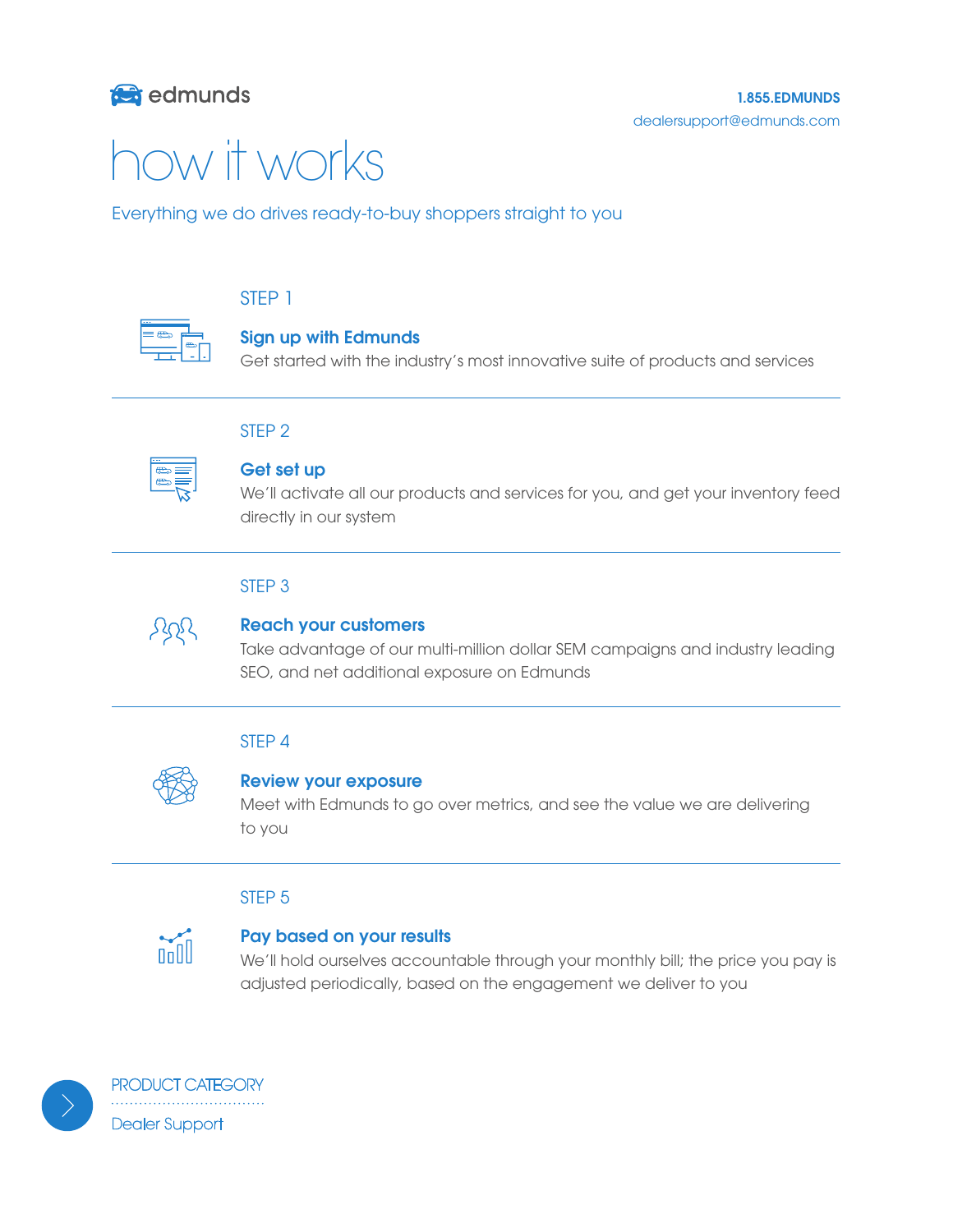edmunds

1.855.EDMUNDS
dealersupport@edmunds.com

# how it works

Everything we do drives ready-to-buy shoppers straight to you

STEP 1

### Sign up with Edmunds

Get started with the industry's most innovative suite of products and services

---

STEP 2

### Get set up

We'll activate all our products and services for you, and get your inventory feed directly in our system

---

STEP 3

### Reach your customers

Take advantage of our multi-million dollar SEM campaigns and industry leading SEO, and net additional exposure on Edmunds

---

STEP 4

### Review your exposure

Meet with Edmunds to go over metrics, and see the value we are delivering to you

---

STEP 5

### Pay based on your results

We'll hold ourselves accountable through your monthly bill; the price you pay is adjusted periodically, based on the engagement we deliver to you

PRODUCT CATEGORY

Dealer Support